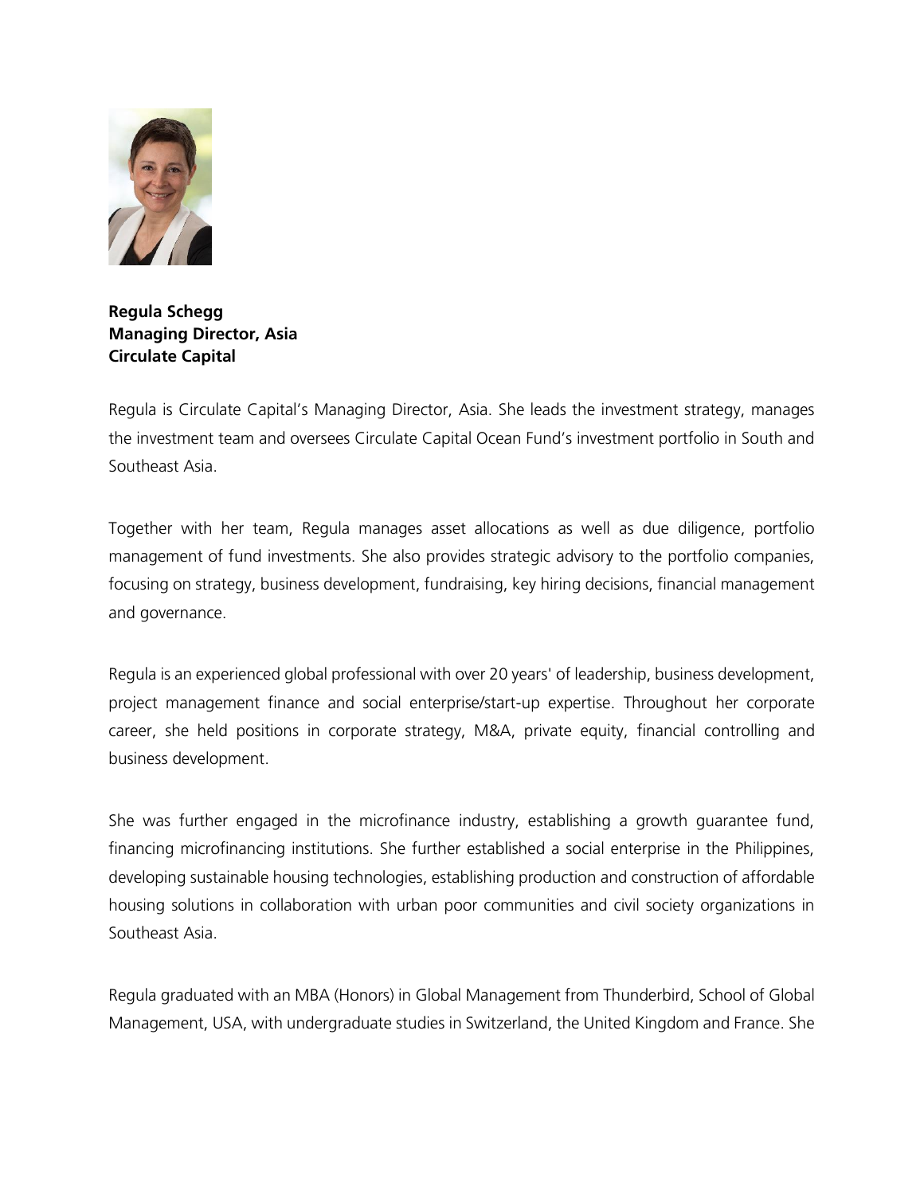**Regula Schegg**
**Managing Director, Asia**
**Circulate Capital**

Regula is Circulate Capital's Managing Director, Asia. She leads the investment strategy, manages the investment team and oversees Circulate Capital Ocean Fund's investment portfolio in South and Southeast Asia.

Together with her team, Regula manages asset allocations as well as due diligence, portfolio management of fund investments. She also provides strategic advisory to the portfolio companies, focusing on strategy, business development, fundraising, key hiring decisions, financial management and governance.

Regula is an experienced global professional with over 20 years' of leadership, business development, project management finance and social enterprise/start-up expertise. Throughout her corporate career, she held positions in corporate strategy, M&A, private equity, financial controlling and business development.

She was further engaged in the microfinance industry, establishing a growth guarantee fund, financing microfinancing institutions. She further established a social enterprise in the Philippines, developing sustainable housing technologies, establishing production and construction of affordable housing solutions in collaboration with urban poor communities and civil society organizations in Southeast Asia.

Regula graduated with an MBA (Honors) in Global Management from Thunderbird, School of Global Management, USA, with undergraduate studies in Switzerland, the United Kingdom and France. She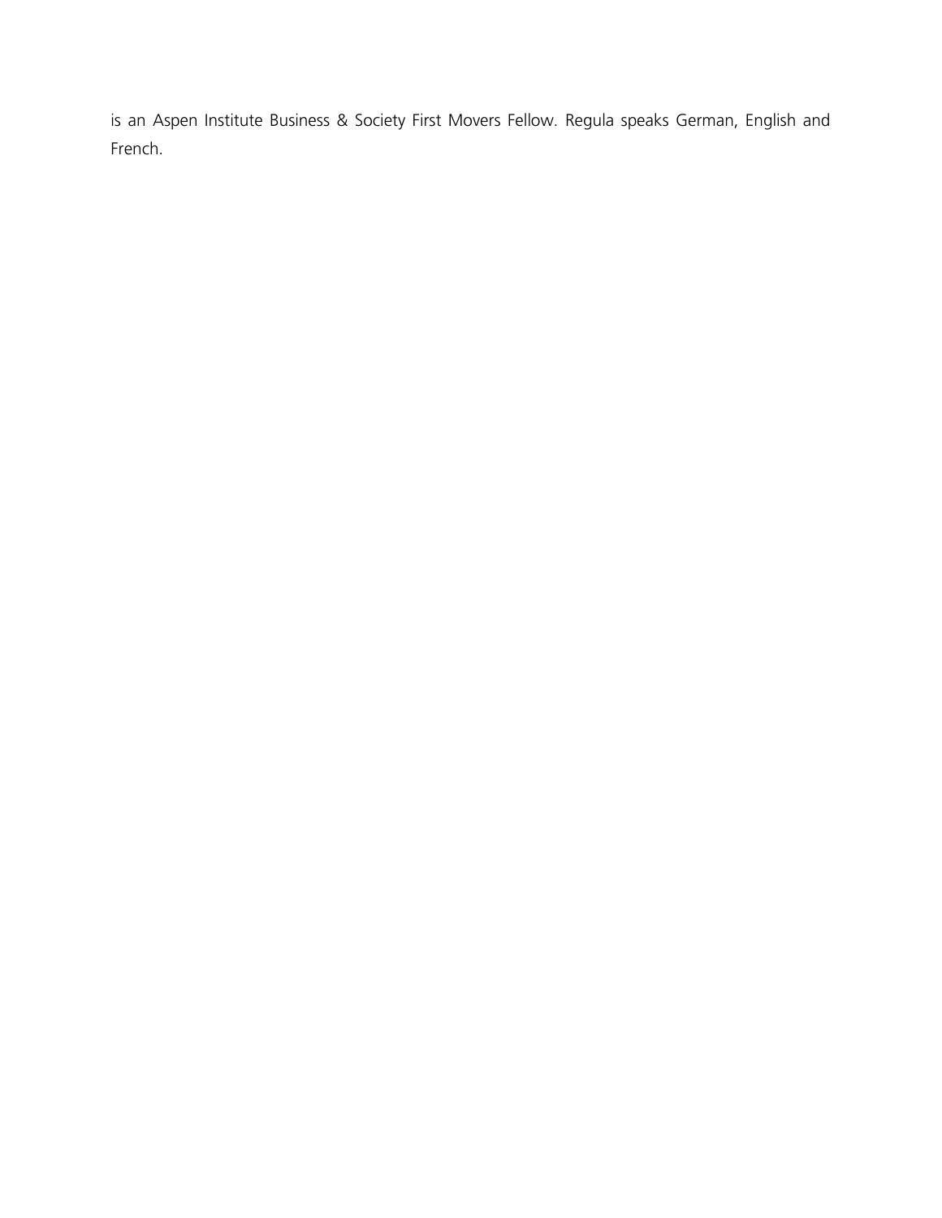is an Aspen Institute Business & Society First Movers Fellow. Regula speaks German, English and French.